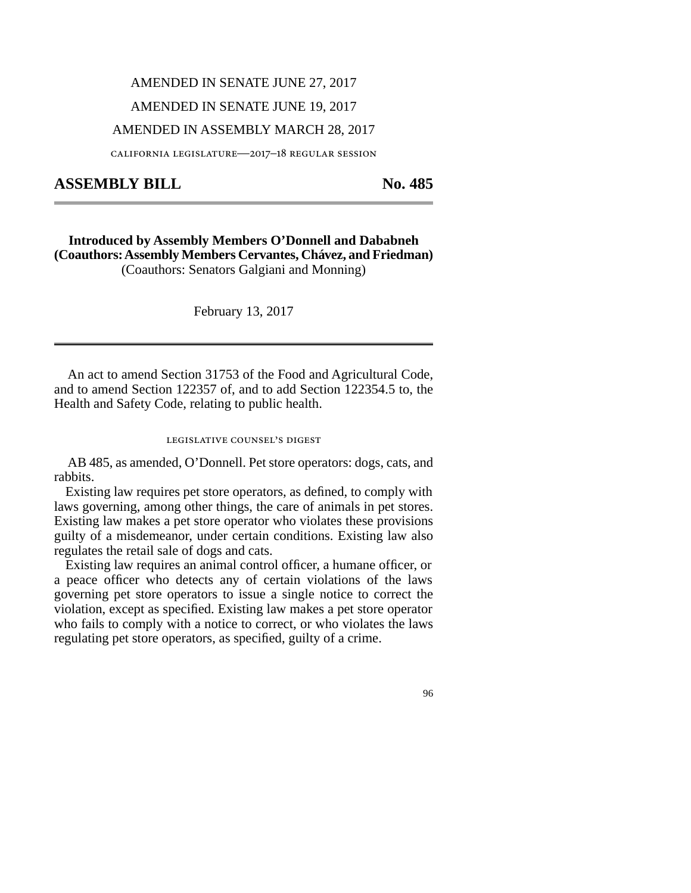AMENDED IN SENATE JUNE 27, 2017

AMENDED IN SENATE JUNE 19, 2017

AMENDED IN ASSEMBLY MARCH 28, 2017

CALIFORNIA LEGISLATURE—2017–18 REGULAR SESSION

# ASSEMBLY BILL No. 485

**Introduced by Assembly Members O'Donnell and Dababneh**
**(Coauthors: Assembly Members Cervantes, Chávez, and Friedman)**
(Coauthors: Senators Galgiani and Monning)

February 13, 2017

An act to amend Section 31753 of the Food and Agricultural Code, and to amend Section 122357 of, and to add Section 122354.5 to, the Health and Safety Code, relating to public health.

## LEGISLATIVE COUNSEL'S DIGEST

AB 485, as amended, O'Donnell. Pet store operators: dogs, cats, and rabbits.

Existing law requires pet store operators, as defined, to comply with laws governing, among other things, the care of animals in pet stores. Existing law makes a pet store operator who violates these provisions guilty of a misdemeanor, under certain conditions. Existing law also regulates the retail sale of dogs and cats.

Existing law requires an animal control officer, a humane officer, or a peace officer who detects any of certain violations of the laws governing pet store operators to issue a single notice to correct the violation, except as specified. Existing law makes a pet store operator who fails to comply with a notice to correct, or who violates the laws regulating pet store operators, as specified, guilty of a crime.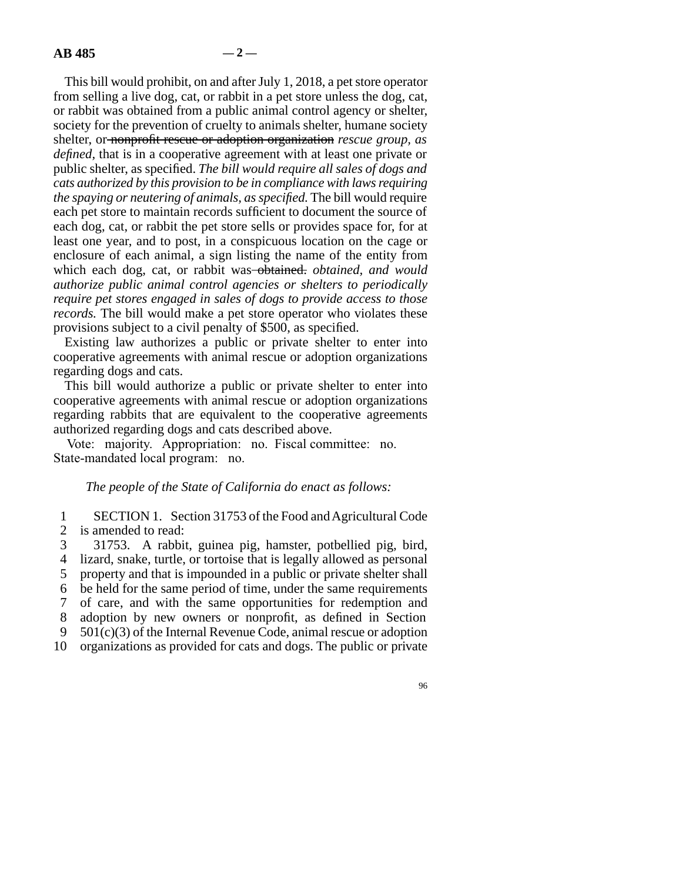This bill would prohibit, on and after July 1, 2018, a pet store operator from selling a live dog, cat, or rabbit in a pet store unless the dog, cat, or rabbit was obtained from a public animal control agency or shelter, society for the prevention of cruelty to animals shelter, humane society shelter, or ~~nonprofit rescue or adoption organization~~ *rescue group, as defined,* that is in a cooperative agreement with at least one private or public shelter, as specified. *The bill would require all sales of dogs and cats authorized by this provision to be in compliance with laws requiring the spaying or neutering of animals, as specified.* The bill would require each pet store to maintain records sufficient to document the source of each dog, cat, or rabbit the pet store sells or provides space for, for at least one year, and to post, in a conspicuous location on the cage or enclosure of each animal, a sign listing the name of the entity from which each dog, cat, or rabbit was ~~obtained.~~ *obtained, and would authorize public animal control agencies or shelters to periodically require pet stores engaged in sales of dogs to provide access to those records.* The bill would make a pet store operator who violates these provisions subject to a civil penalty of $500, as specified.

Existing law authorizes a public or private shelter to enter into cooperative agreements with animal rescue or adoption organizations regarding dogs and cats.

This bill would authorize a public or private shelter to enter into cooperative agreements with animal rescue or adoption organizations regarding rabbits that are equivalent to the cooperative agreements authorized regarding dogs and cats described above.

Vote: majority. Appropriation: no. Fiscal committee: no. State-mandated local program: no.

*The people of the State of California do enact as follows:*

1 SECTION 1. Section 31753 of the Food and Agricultural Code
2 is amended to read:
3 31753. A rabbit, guinea pig, hamster, potbellied pig, bird,
4 lizard, snake, turtle, or tortoise that is legally allowed as personal
5 property and that is impounded in a public or private shelter shall
6 be held for the same period of time, under the same requirements
7 of care, and with the same opportunities for redemption and
8 adoption by new owners or nonprofit, as defined in Section
9 501(c)(3) of the Internal Revenue Code, animal rescue or adoption
10 organizations as provided for cats and dogs. The public or private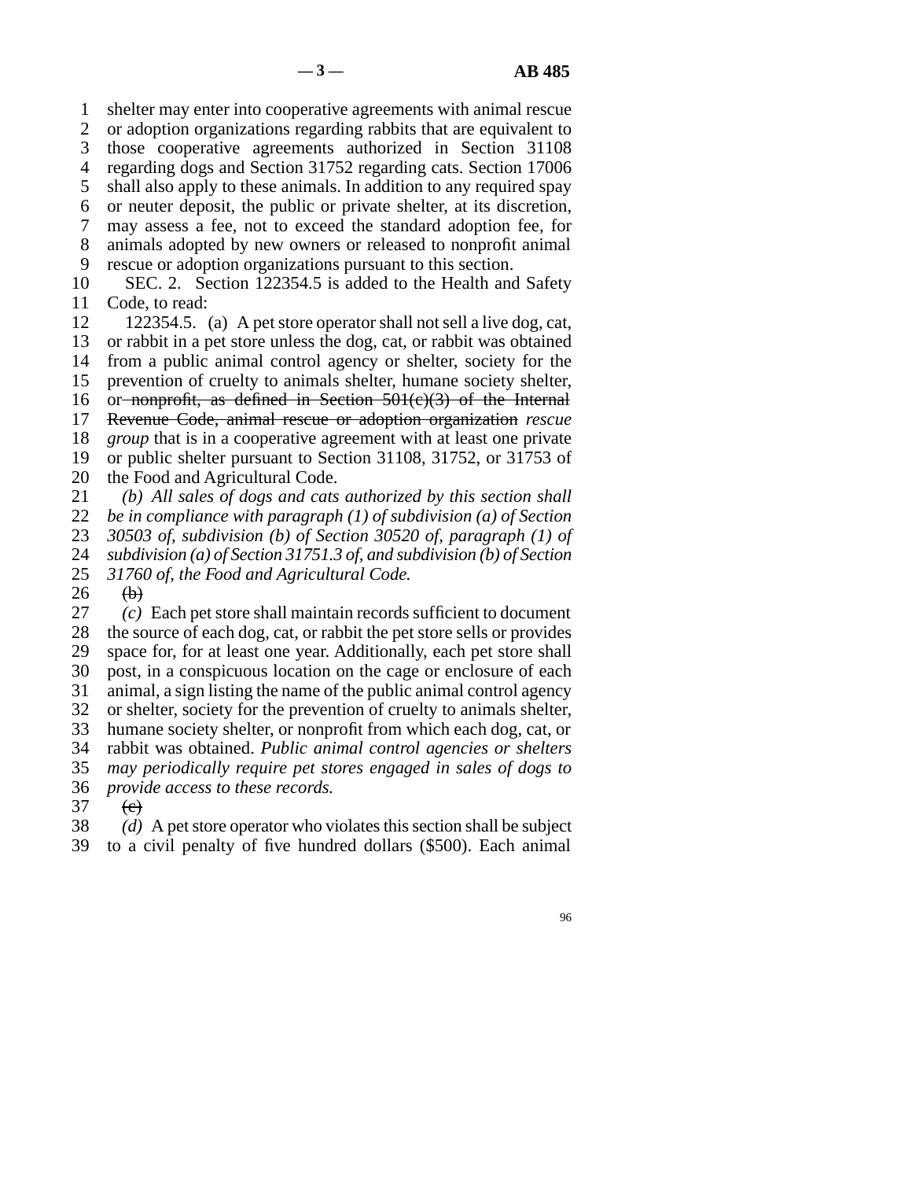shelter may enter into cooperative agreements with animal rescue or adoption organizations regarding rabbits that are equivalent to those cooperative agreements authorized in Section 31108 regarding dogs and Section 31752 regarding cats. Section 17006 shall also apply to these animals. In addition to any required spay or neuter deposit, the public or private shelter, at its discretion, may assess a fee, not to exceed the standard adoption fee, for animals adopted by new owners or released to nonprofit animal rescue or adoption organizations pursuant to this section.

SEC. 2. Section 122354.5 is added to the Health and Safety Code, to read:

122354.5. (a) A pet store operator shall not sell a live dog, cat, or rabbit in a pet store unless the dog, cat, or rabbit was obtained from a public animal control agency or shelter, society for the prevention of cruelty to animals shelter, humane society shelter, or ~~nonprofit, as defined in Section 501(c)(3) of the Internal Revenue Code, animal rescue or adoption organization~~ *rescue group* that is in a cooperative agreement with at least one private or public shelter pursuant to Section 31108, 31752, or 31753 of the Food and Agricultural Code.

*(b) All sales of dogs and cats authorized by this section shall be in compliance with paragraph (1) of subdivision (a) of Section 30503 of, subdivision (b) of Section 30520 of, paragraph (1) of subdivision (a) of Section 31751.3 of, and subdivision (b) of Section 31760 of, the Food and Agricultural Code.*

~~(b)~~

*(c)* Each pet store shall maintain records sufficient to document the source of each dog, cat, or rabbit the pet store sells or provides space for, for at least one year. Additionally, each pet store shall post, in a conspicuous location on the cage or enclosure of each animal, a sign listing the name of the public animal control agency or shelter, society for the prevention of cruelty to animals shelter, humane society shelter, or nonprofit from which each dog, cat, or rabbit was obtained. *Public animal control agencies or shelters may periodically require pet stores engaged in sales of dogs to provide access to these records.*

~~(c)~~

*(d)* A pet store operator who violates this section shall be subject to a civil penalty of five hundred dollars ($500). Each animal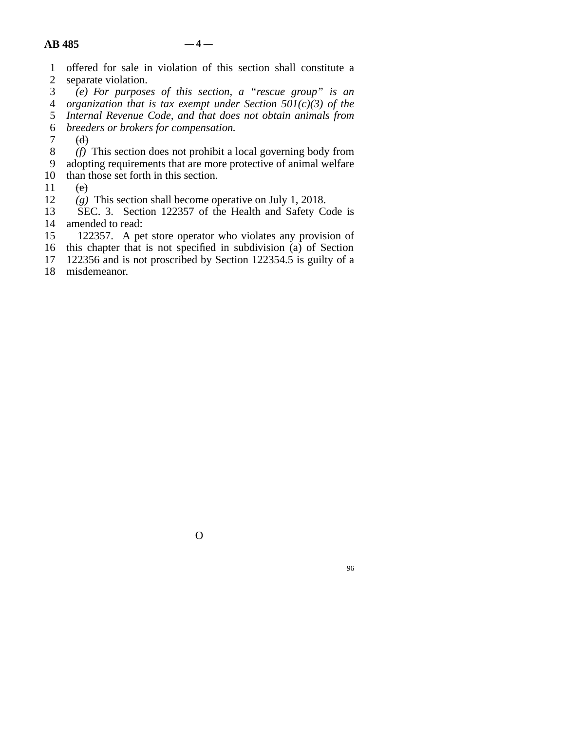offered for sale in violation of this section shall constitute a separate violation.

*(e) For purposes of this section, a "rescue group" is an organization that is tax exempt under Section 501(c)(3) of the Internal Revenue Code, and that does not obtain animals from breeders or brokers for compensation.*

~~(d)~~

*(f)* This section does not prohibit a local governing body from adopting requirements that are more protective of animal welfare than those set forth in this section.

~~(e)~~

*(g)* This section shall become operative on July 1, 2018.

SEC. 3. Section 122357 of the Health and Safety Code is amended to read:

122357. A pet store operator who violates any provision of this chapter that is not specified in subdivision (a) of Section 122356 and is not proscribed by Section 122354.5 is guilty of a misdemeanor.